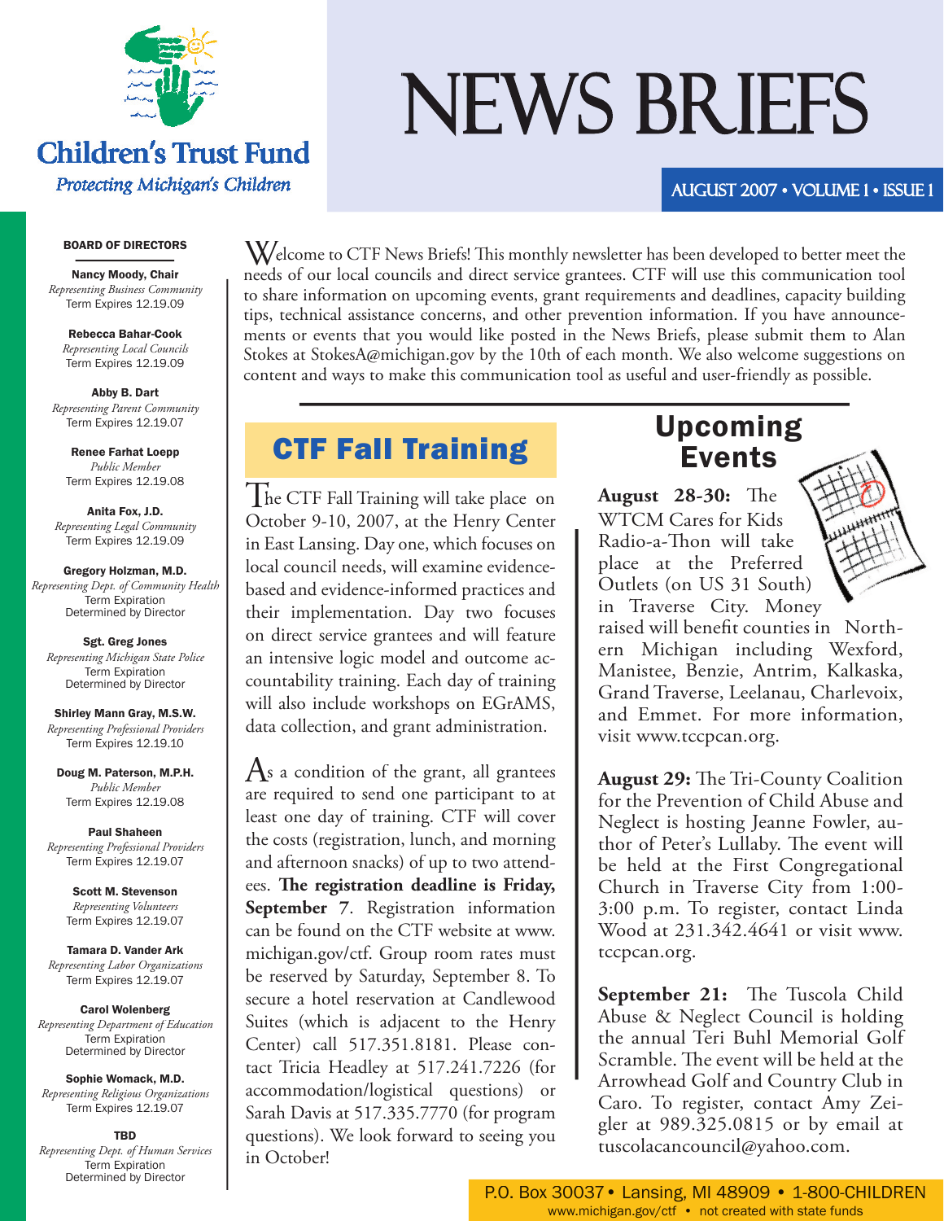# Children's Trust Fund

*Protecting Michigan's Children*

# NEWS BRIEFS

**AUGUST 2007 • VOLUME 1 • ISSUE 1**

Welcome to CTF News Briefs! This monthly newsletter has been developed to better meet the needs of our local councils and direct service grantees. CTF will use this communication tool to share information on upcoming events, grant requirements and deadlines, capacity building tips, technical assistance concerns, and other prevention information. If you have announcements or events that you would like posted in the News Briefs, please submit them to Alan Stokes at StokesA@michigan.gov by the 10th of each month. We also welcome suggestions on content and ways to make this communication tool as useful and user-friendly as possible.

## CTF Fall Training

The CTF Fall Training will take place on October 9-10, 2007, at the Henry Center in East Lansing. Day one, which focuses on local council needs, will examine evidence-based and evidence-informed practices and their implementation. Day two focuses on direct service grantees and will feature an intensive logic model and outcome accountability training. Each day of training will also include workshops on EGrAMS, data collection, and grant administration.

As a condition of the grant, all grantees are required to send one participant to at least one day of training. CTF will cover the costs (registration, lunch, and morning and afternoon snacks) of up to two attendees. **The registration deadline is Friday, September 7**. Registration information can be found on the CTF website at www.michigan.gov/ctf. Group room rates must be reserved by Saturday, September 8. To secure a hotel reservation at Candlewood Suites (which is adjacent to the Henry Center) call 517.351.8181. Please contact Tricia Headley at 517.241.7226 (for accommodation/logistical questions) or Sarah Davis at 517.335.7770 (for program questions). We look forward to seeing you in October!

## Upcoming Events

**August 28-30:** The WTCM Cares for Kids Radio-a-Thon will take place at the Preferred Outlets (on US 31 South) in Traverse City. Money raised will benefit counties in Northern Michigan including Wexford, Manistee, Benzie, Antrim, Kalkaska, Grand Traverse, Leelanau, Charlevoix, and Emmet. For more information, visit www.tccpcan.org.

**August 29:** The Tri-County Coalition for the Prevention of Child Abuse and Neglect is hosting Jeanne Fowler, author of Peter's Lullaby. The event will be held at the First Congregational Church in Traverse City from 1:00-3:00 p.m. To register, contact Linda Wood at 231.342.4641 or visit www.tccpcan.org.

**September 21:** The Tuscola Child Abuse & Neglect Council is holding the annual Teri Buhl Memorial Golf Scramble. The event will be held at the Arrowhead Golf and Country Club in Caro. To register, contact Amy Zeigler at 989.325.0815 or by email at tuscolacancouncil@yahoo.com.

### BOARD OF DIRECTORS

**Nancy Moody, Chair**
*Representing Business Community*
Term Expires 12.19.09

**Rebecca Bahar-Cook**
*Representing Local Councils*
Term Expires 12.19.09

**Abby B. Dart**
*Representing Parent Community*
Term Expires 12.19.07

**Renee Farhat Loepp**
*Public Member*
Term Expires 12.19.08

**Anita Fox, J.D.**
*Representing Legal Community*
Term Expires 12.19.09

**Gregory Holzman, M.D.**
*Representing Dept. of Community Health*
Term Expiration Determined by Director

**Sgt. Greg Jones**
*Representing Michigan State Police*
Term Expiration Determined by Director

**Shirley Mann Gray, M.S.W.**
*Representing Professional Providers*
Term Expires 12.19.10

**Doug M. Paterson, M.P.H.**
*Public Member*
Term Expires 12.19.08

**Paul Shaheen**
*Representing Professional Providers*
Term Expires 12.19.07

**Scott M. Stevenson**
*Representing Volunteers*
Term Expires 12.19.07

**Tamara D. Vander Ark**
*Representing Labor Organizations*
Term Expires 12.19.07

**Carol Wolenberg**
*Representing Department of Education*
Term Expiration Determined by Director

**Sophie Womack, M.D.**
*Representing Religious Organizations*
Term Expires 12.19.07

**TBD**
*Representing Dept. of Human Services*
Term Expiration Determined by Director

P.O. Box 30037 • Lansing, MI 48909 • 1-800-CHILDREN
www.michigan.gov/ctf • not created with state funds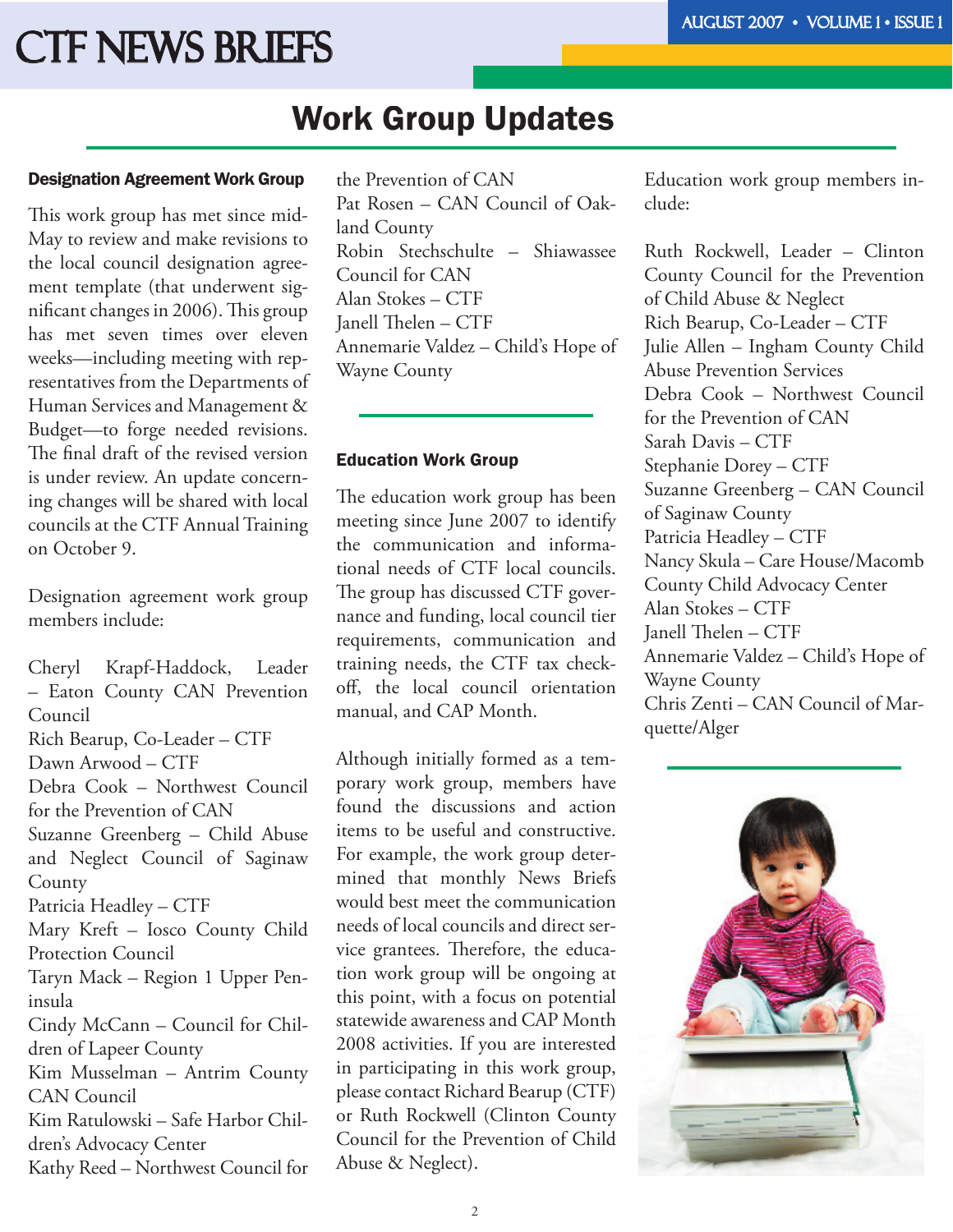# Work Group Updates

### Designation Agreement Work Group

This work group has met since mid-May to review and make revisions to the local council designation agreement template (that underwent significant changes in 2006). This group has met seven times over eleven weeks—including meeting with representatives from the Departments of Human Services and Management & Budget—to forge needed revisions. The final draft of the revised version is under review. An update concerning changes will be shared with local councils at the CTF Annual Training on October 9.

Designation agreement work group members include:

Cheryl Krapf-Haddock, Leader – Eaton County CAN Prevention Council  
Rich Bearup, Co-Leader – CTF  
Dawn Arwood – CTF  
Debra Cook – Northwest Council for the Prevention of CAN  
Suzanne Greenberg – Child Abuse and Neglect Council of Saginaw County  
Patricia Headley – CTF  
Mary Kreft – Iosco County Child Protection Council  
Taryn Mack – Region 1 Upper Peninsula  
Cindy McCann – Council for Children of Lapeer County  
Kim Musselman – Antrim County CAN Council  
Kim Ratulowski – Safe Harbor Children's Advocacy Center  
Kathy Reed – Northwest Council for the Prevention of CAN  
Pat Rosen – CAN Council of Oakland County  
Robin Stechschulte – Shiawassee Council for CAN  
Alan Stokes – CTF  
Janell Thelen – CTF  
Annemarie Valdez – Child's Hope of Wayne County

### Education Work Group

The education work group has been meeting since June 2007 to identify the communication and informational needs of CTF local councils. The group has discussed CTF governance and funding, local council tier requirements, communication and training needs, the CTF tax check-off, the local council orientation manual, and CAP Month.

Although initially formed as a temporary work group, members have found the discussions and action items to be useful and constructive. For example, the work group determined that monthly News Briefs would best meet the communication needs of local councils and direct service grantees. Therefore, the education work group will be ongoing at this point, with a focus on potential statewide awareness and CAP Month 2008 activities. If you are interested in participating in this work group, please contact Richard Bearup (CTF) or Ruth Rockwell (Clinton County Council for the Prevention of Child Abuse & Neglect).

Education work group members include:

Ruth Rockwell, Leader – Clinton County Council for the Prevention of Child Abuse & Neglect  
Rich Bearup, Co-Leader – CTF  
Julie Allen – Ingham County Child Abuse Prevention Services  
Debra Cook – Northwest Council for the Prevention of CAN  
Sarah Davis – CTF  
Stephanie Dorey – CTF  
Suzanne Greenberg – CAN Council of Saginaw County  
Patricia Headley – CTF  
Nancy Skula – Care House/Macomb County Child Advocacy Center  
Alan Stokes – CTF  
Janell Thelen – CTF  
Annemarie Valdez – Child's Hope of Wayne County  
Chris Zenti – CAN Council of Marquette/Alger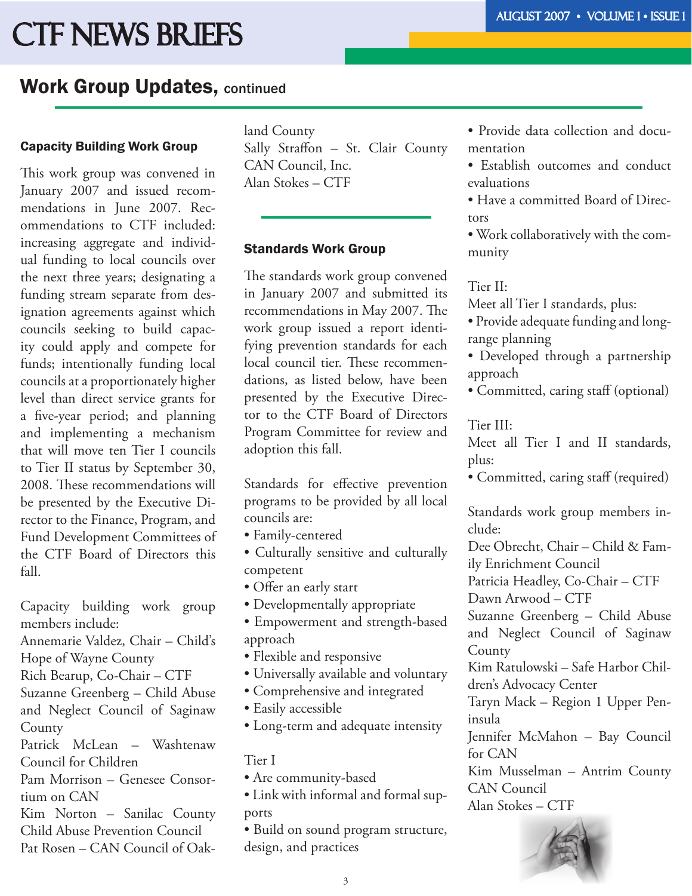## Work Group Updates, continued

### Capacity Building Work Group

This work group was convened in January 2007 and issued recommendations in June 2007. Recommendations to CTF included: increasing aggregate and individual funding to local councils over the next three years; designating a funding stream separate from designation agreements against which councils seeking to build capacity could apply and compete for funds; intentionally funding local councils at a proportionately higher level than direct service grants for a five-year period; and planning and implementing a mechanism that will move ten Tier I councils to Tier II status by September 30, 2008. These recommendations will be presented by the Executive Director to the Finance, Program, and Fund Development Committees of the CTF Board of Directors this fall.

Capacity building work group members include:
Annemarie Valdez, Chair – Child's Hope of Wayne County
Rich Bearup, Co-Chair – CTF
Suzanne Greenberg – Child Abuse and Neglect Council of Saginaw County
Patrick McLean – Washtenaw Council for Children
Pam Morrison – Genesee Consortium on CAN
Kim Norton – Sanilac County Child Abuse Prevention Council
Pat Rosen – CAN Council of Oakland County
Sally Straffon – St. Clair County CAN Council, Inc.
Alan Stokes – CTF

### Standards Work Group

The standards work group convened in January 2007 and submitted its recommendations in May 2007. The work group issued a report identifying prevention standards for each local council tier. These recommendations, as listed below, have been presented by the Executive Director to the CTF Board of Directors Program Committee for review and adoption this fall.

Standards for effective prevention programs to be provided by all local councils are:

- Family-centered
- Culturally sensitive and culturally competent
- Offer an early start
- Developmentally appropriate
- Empowerment and strength-based approach
- Flexible and responsive
- Universally available and voluntary
- Comprehensive and integrated
- Easily accessible
- Long-term and adequate intensity

Tier I

- Are community-based
- Link with informal and formal supports
- Build on sound program structure, design, and practices
- Provide data collection and documentation
- Establish outcomes and conduct evaluations
- Have a committed Board of Directors
- Work collaboratively with the community

Tier II:
Meet all Tier I standards, plus:

- Provide adequate funding and long-range planning
- Developed through a partnership approach
- Committed, caring staff (optional)

Tier III:
Meet all Tier I and II standards, plus:

- Committed, caring staff (required)

Standards work group members include:
Dee Obrecht, Chair – Child & Family Enrichment Council
Patricia Headley, Co-Chair – CTF
Dawn Arwood – CTF
Suzanne Greenberg – Child Abuse and Neglect Council of Saginaw County
Kim Ratulowski – Safe Harbor Children's Advocacy Center
Taryn Mack – Region 1 Upper Peninsula
Jennifer McMahon – Bay Council for CAN
Kim Musselman – Antrim County CAN Council
Alan Stokes – CTF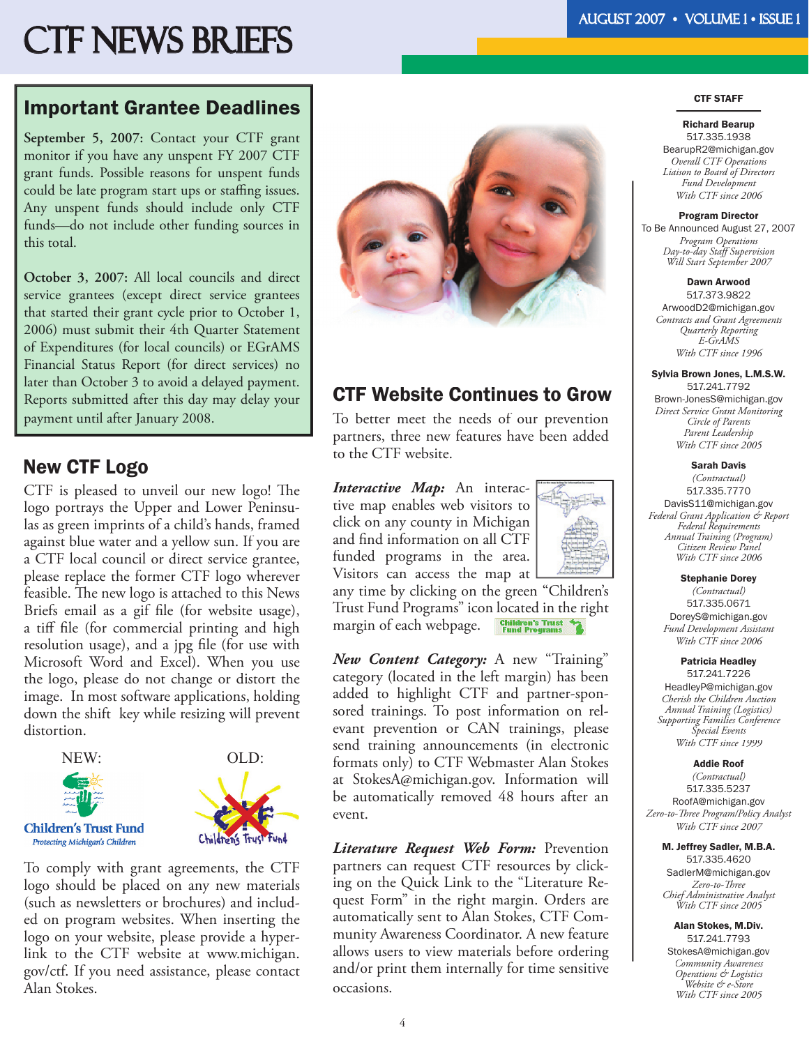# CTF NEWS BRIEFS

## Important Grantee Deadlines

**September 5, 2007:** Contact your CTF grant monitor if you have any unspent FY 2007 CTF grant funds. Possible reasons for unspent funds could be late program start ups or staffing issues. Any unspent funds should include only CTF funds—do not include other funding sources in this total.

**October 3, 2007:** All local councils and direct service grantees (except direct service grantees that started their grant cycle prior to October 1, 2006) must submit their 4th Quarter Statement of Expenditures (for local councils) or EGrAMS Financial Status Report (for direct services) no later than October 3 to avoid a delayed payment. Reports submitted after this day may delay your payment until after January 2008.

## New CTF Logo

CTF is pleased to unveil our new logo! The logo portrays the Upper and Lower Peninsulas as green imprints of a child's hands, framed against blue water and a yellow sun. If you are a CTF local council or direct service grantee, please replace the former CTF logo wherever feasible. The new logo is attached to this News Briefs email as a gif file (for website usage), a tiff file (for commercial printing and high resolution usage), and a jpg file (for use with Microsoft Word and Excel). When you use the logo, please do not change or distort the image. In most software applications, holding down the shift key while resizing will prevent distortion.

NEW: Children's Trust Fund — Protecting Michigan's Children

OLD: Children's Trust Fund

To comply with grant agreements, the CTF logo should be placed on any new materials (such as newsletters or brochures) and included on program websites. When inserting the logo on your website, please provide a hyperlink to the CTF website at www.michigan.gov/ctf. If you need assistance, please contact Alan Stokes.

## CTF Website Continues to Grow

To better meet the needs of our prevention partners, three new features have been added to the CTF website.

***Interactive Map:*** An interactive map enables web visitors to click on any county in Michigan and find information on all CTF funded programs in the area. Visitors can access the map at any time by clicking on the green "Children's Trust Fund Programs" icon located in the right margin of each webpage.

***New Content Category:*** A new "Training" category (located in the left margin) has been added to highlight CTF and partner-sponsored trainings. To post information on relevant prevention or CAN trainings, please send training announcements (in electronic formats only) to CTF Webmaster Alan Stokes at StokesA@michigan.gov. Information will be automatically removed 48 hours after an event.

***Literature Request Web Form:*** Prevention partners can request CTF resources by clicking on the Quick Link to the "Literature Request Form" in the right margin. Orders are automatically sent to Alan Stokes, CTF Community Awareness Coordinator. A new feature allows users to view materials before ordering and/or print them internally for time sensitive occasions.

### CTF STAFF

**Richard Bearup**
517.335.1938
BearupR2@michigan.gov
*Overall CTF Operations*
*Liaison to Board of Directors*
*Fund Development*
*With CTF since 2006*

**Program Director**
To Be Announced August 27, 2007
*Program Operations*
*Day-to-day Staff Supervision*
*Will Start September 2007*

**Dawn Arwood**
517.373.9822
ArwoodD2@michigan.gov
*Contracts and Grant Agreements*
*Quarterly Reporting*
*E-GrAMS*
*With CTF since 1996*

**Sylvia Brown Jones, L.M.S.W.**
517.241.7792
Brown-JonesS@michigan.gov
*Direct Service Grant Monitoring*
*Circle of Parents*
*Parent Leadership*
*With CTF since 2005*

**Sarah Davis**
*(Contractual)*
517.335.7770
DavisS11@michigan.gov
*Federal Grant Application & Report*
*Federal Requirements*
*Annual Training (Program)*
*Citizen Review Panel*
*With CTF since 2006*

**Stephanie Dorey**
*(Contractual)*
517.335.0671
DoreyS@michigan.gov
*Fund Development Assistant*
*With CTF since 2006*

**Patricia Headley**
517.241.7226
HeadleyP@michigan.gov
*Cherish the Children Auction*
*Annual Training (Logistics)*
*Supporting Families Conference*
*Special Events*
*With CTF since 1999*

**Addie Roof**
*(Contractual)*
517.335.5237
RoofA@michigan.gov
*Zero-to-Three Program/Policy Analyst*
*With CTF since 2007*

**M. Jeffrey Sadler, M.B.A.**
517.335.4620
SadlerM@michigan.gov
*Zero-to-Three*
*Chief Administrative Analyst*
*With CTF since 2005*

**Alan Stokes, M.Div.**
517.335.7793
StokesA@michigan.gov
*Community Awareness*
*Operations & Logistics*
*Website & e-Store*
*With CTF since 2005*